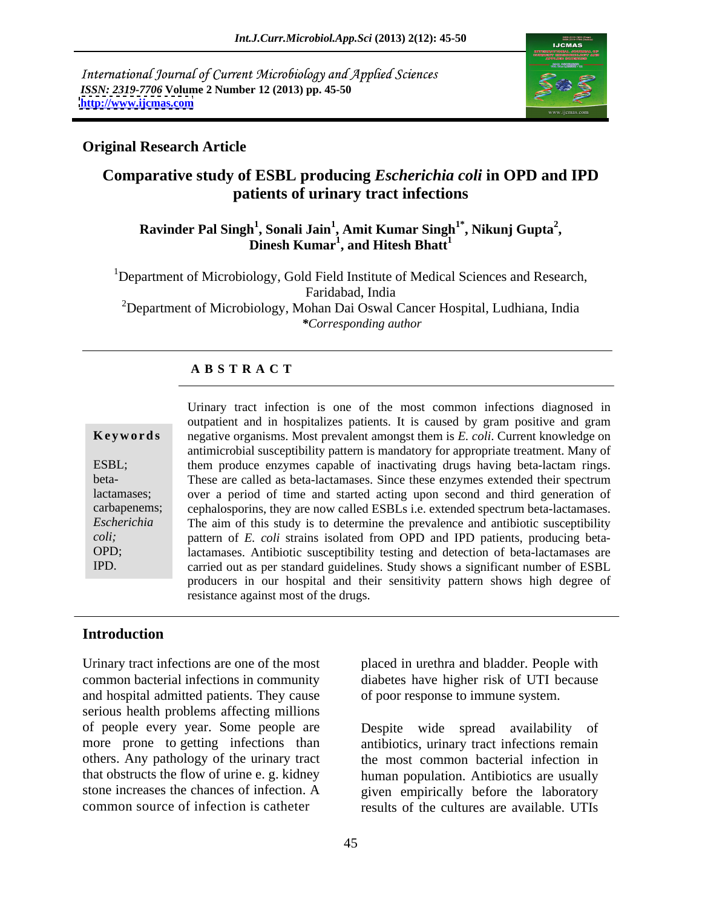International Journal of Current Microbiology and Applied Sciences
*ISSN: 2319-7706* **Volume 2 Number 12 (2013) pp. 45-50**
**http://www.ijcmas.com**

**Original Research Article**

# Comparative study of ESBL producing *Escherichia coli* in OPD and IPD patients of urinary tract infections

**Ravinder Pal Singh[1], Sonali Jain[1], Amit Kumar Singh[1*], Nikunj Gupta[2], Dinesh Kumar[1], and Hitesh Bhatt[1]**

[1]Department of Microbiology, Gold Field Institute of Medical Sciences and Research, Faridabad, India

[2]Department of Microbiology, Mohan Dai Oswal Cancer Hospital, Ludhiana, India

**\*Corresponding author*

## A B S T R A C T

**Keywords**

ESBL; beta-lactamases; carbapenems; *Escherichia coli;* OPD; IPD.

Urinary tract infection is one of the most common infections diagnosed in outpatient and in hospitalizes patients. It is caused by gram positive and gram negative organisms. Most prevalent amongst them is *E. coli*. Current knowledge on antimicrobial susceptibility pattern is mandatory for appropriate treatment. Many of them produce enzymes capable of inactivating drugs having beta-lactam rings. These are called as beta-lactamases. Since these enzymes extended their spectrum over a period of time and started acting upon second and third generation of cephalosporins, they are now called ESBLs i.e. extended spectrum beta-lactamases. The aim of this study is to determine the prevalence and antibiotic susceptibility pattern of *E. coli* strains isolated from OPD and IPD patients, producing beta-lactamases. Antibiotic susceptibility testing and detection of beta-lactamases are carried out as per standard guidelines. Study shows a significant number of ESBL producers in our hospital and their sensitivity pattern shows high degree of resistance against most of the drugs.

## Introduction

Urinary tract infections are one of the most common bacterial infections in community and hospital admitted patients. They cause serious health problems affecting millions of people every year. Some people are more prone to getting infections than others. Any pathology of the urinary tract that obstructs the flow of urine e. g. kidney stone increases the chances of infection. A common source of infection is catheter placed in urethra and bladder. People with diabetes have higher risk of UTI because of poor response to immune system.

Despite wide spread availability of antibiotics, urinary tract infections remain the most common bacterial infection in human population. Antibiotics are usually given empirically before the laboratory results of the cultures are available. UTIs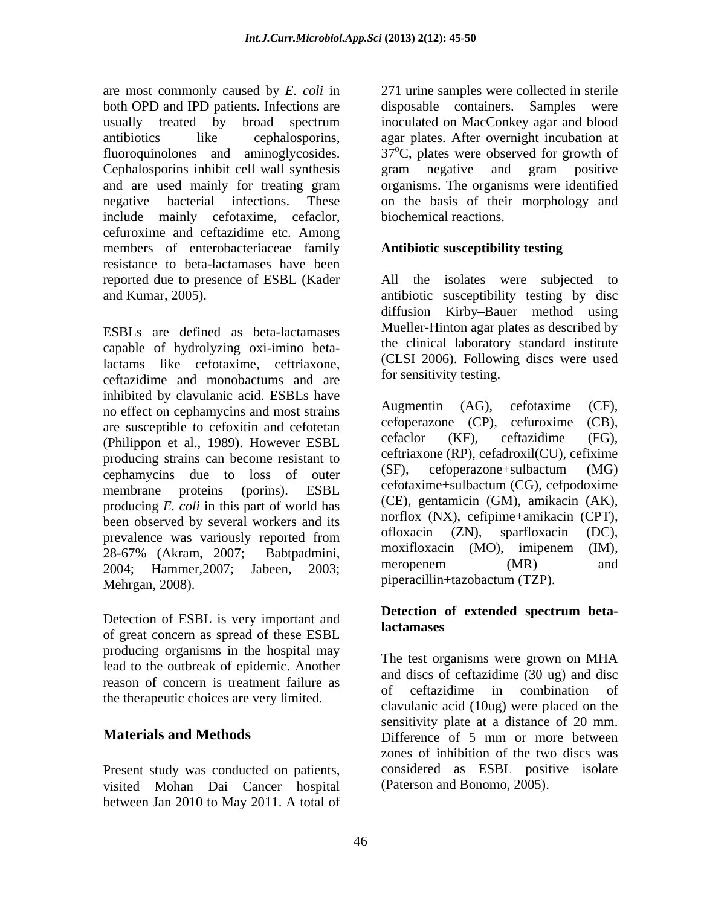are most commonly caused by *E. coli* in both OPD and IPD patients. Infections are usually treated by broad spectrum antibiotics like cephalosporins, fluoroquinolones and aminoglycosides. Cephalosporins inhibit cell wall synthesis and are used mainly for treating gram negative bacterial infections. These include mainly cefotaxime, cefaclor, cefuroxime and ceftazidime etc. Among members of enterobacteriaceae family resistance to beta-lactamases have been reported due to presence of ESBL (Kader and Kumar, 2005).

ESBLs are defined as beta-lactamases capable of hydrolyzing oxi-imino beta-lactams like cefotaxime, ceftriaxone, ceftazidime and monobactums and are inhibited by clavulanic acid. ESBLs have no effect on cephamycins and most strains are susceptible to cefoxitin and cefotetan (Philippon et al., 1989). However ESBL producing strains can become resistant to cephamycins due to loss of outer membrane proteins (porins). ESBL producing *E. coli* in this part of world has been observed by several workers and its prevalence was variously reported from 28-67% (Akram, 2007; Babtpadmini, 2004; Hammer,2007; Jabeen, 2003; Mehrgan, 2008).

Detection of ESBL is very important and of great concern as spread of these ESBL producing organisms in the hospital may lead to the outbreak of epidemic. Another reason of concern is treatment failure as the therapeutic choices are very limited.

## Materials and Methods

Present study was conducted on patients, visited Mohan Dai Cancer hospital between Jan 2010 to May 2011. A total of 271 urine samples were collected in sterile disposable containers. Samples were inoculated on MacConkey agar and blood agar plates. After overnight incubation at 37$^{o}$C, plates were observed for growth of gram negative and gram positive organisms. The organisms were identified on the basis of their morphology and biochemical reactions.

### Antibiotic susceptibility testing

All the isolates were subjected to antibiotic susceptibility testing by disc diffusion Kirby–Bauer method using Mueller-Hinton agar plates as described by the clinical laboratory standard institute (CLSI 2006). Following discs were used for sensitivity testing.

Augmentin (AG), cefotaxime (CF), cefoperazone (CP), cefuroxime (CB), cefaclor (KF), ceftazidime (FG), ceftriaxone (RP), cefadroxil(CU), cefixime (SF), cefoperazone+sulbactum (MG) cefotaxime+sulbactum (CG), cefpodoxime (CE), gentamicin (GM), amikacin (AK), norflox (NX), cefipime+amikacin (CPT), ofloxacin (ZN), sparfloxacin (DC), moxifloxacin (MO), imipenem (IM), meropenem (MR) and piperacillin+tazobactum (TZP).

### Detection of extended spectrum beta-lactamases

The test organisms were grown on MHA and discs of ceftazidime (30 ug) and disc of ceftazidime in combination of clavulanic acid (10ug) were placed on the sensitivity plate at a distance of 20 mm. Difference of 5 mm or more between zones of inhibition of the two discs was considered as ESBL positive isolate (Paterson and Bonomo, 2005).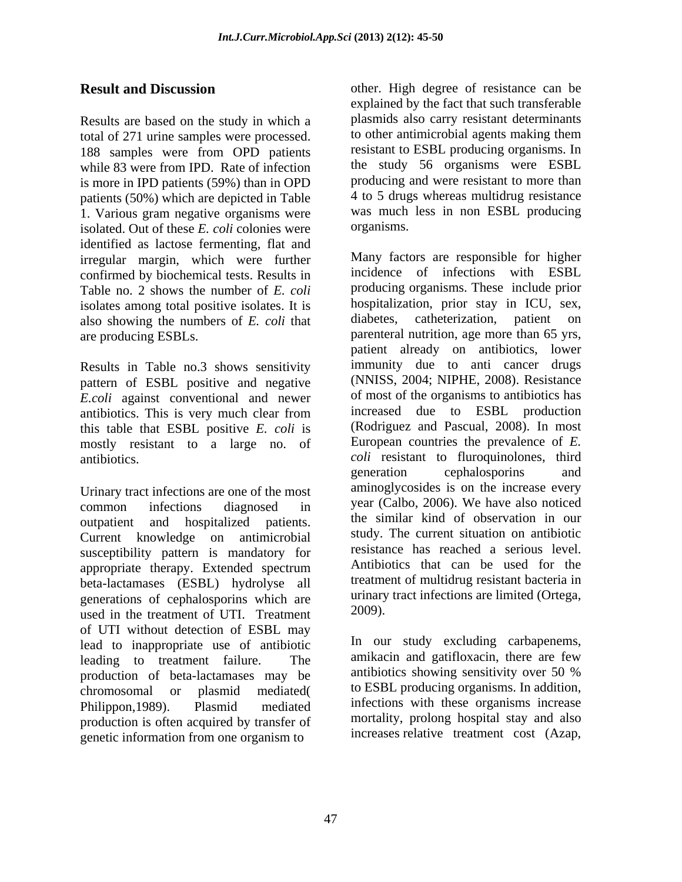## Result and Discussion

Results are based on the study in which a total of 271 urine samples were processed. 188 samples were from OPD patients while 83 were from IPD. Rate of infection is more in IPD patients (59%) than in OPD patients (50%) which are depicted in Table 1. Various gram negative organisms were isolated. Out of these *E. coli* colonies were identified as lactose fermenting, flat and irregular margin, which were further confirmed by biochemical tests. Results in Table no. 2 shows the number of *E. coli* isolates among total positive isolates. It is also showing the numbers of *E. coli* that are producing ESBLs.

Results in Table no.3 shows sensitivity pattern of ESBL positive and negative *E.coli* against conventional and newer antibiotics. This is very much clear from this table that ESBL positive *E. coli* is mostly resistant to a large no. of antibiotics.

Urinary tract infections are one of the most common infections diagnosed in outpatient and hospitalized patients. Current knowledge on antimicrobial susceptibility pattern is mandatory for appropriate therapy. Extended spectrum beta-lactamases (ESBL) hydrolyse all generations of cephalosporins which are used in the treatment of UTI. Treatment of UTI without detection of ESBL may lead to inappropriate use of antibiotic leading to treatment failure. The production of beta-lactamases may be chromosomal or plasmid mediated( Philippon,1989). Plasmid mediated production is often acquired by transfer of genetic information from one organism to other. High degree of resistance can be explained by the fact that such transferable plasmids also carry resistant determinants to other antimicrobial agents making them resistant to ESBL producing organisms. In the study 56 organisms were ESBL producing and were resistant to more than 4 to 5 drugs whereas multidrug resistance was much less in non ESBL producing organisms.

Many factors are responsible for higher incidence of infections with ESBL producing organisms. These include prior hospitalization, prior stay in ICU, sex, diabetes, catheterization, patient on parenteral nutrition, age more than 65 yrs, patient already on antibiotics, lower immunity due to anti cancer drugs (NNISS, 2004; NIPHE, 2008). Resistance of most of the organisms to antibiotics has increased due to ESBL production (Rodriguez and Pascual, 2008). In most European countries the prevalence of *E. coli* resistant to fluroquinolones, third generation cephalosporins and aminoglycosides is on the increase every year (Calbo, 2006). We have also noticed the similar kind of observation in our study. The current situation on antibiotic resistance has reached a serious level. Antibiotics that can be used for the treatment of multidrug resistant bacteria in urinary tract infections are limited (Ortega, 2009).

In our study excluding carbapenems, amikacin and gatifloxacin, there are few antibiotics showing sensitivity over 50 % to ESBL producing organisms. In addition, infections with these organisms increase mortality, prolong hospital stay and also increases relative treatment cost (Azap,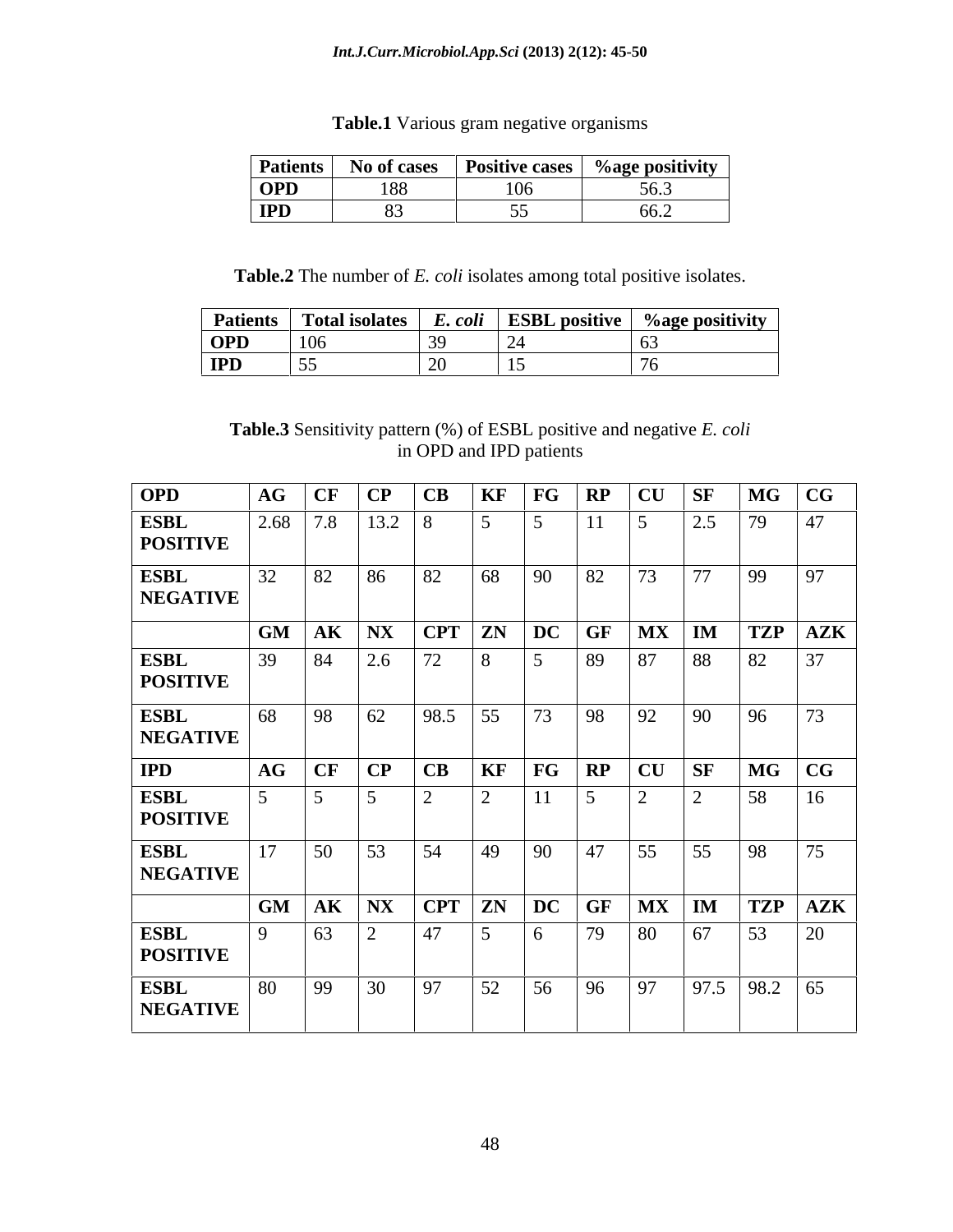**Table.1** Various gram negative organisms

| Patients | No of cases | Positive cases | %age positivity |
|---|---|---|---|
| **OPD** | 188 | 106 | 56.3 |
| **IPD** | 83 | 55 | 66.2 |

**Table.2** The number of *E. coli* isolates among total positive isolates.

| Patients | Total isolates | *E. coli* | ESBL positive | %age positivity |
|---|---|---|---|---|
| **OPD** | 106 | 39 | 24 | 63 |
| **IPD** | 55 | 20 | 15 | 76 |

**Table.3** Sensitivity pattern (%) of ESBL positive and negative *E. coli* in OPD and IPD patients

| **OPD** | **AG** | **CF** | **CP** | **CB** | **KF** | **FG** | **RP** | **CU** | **SF** | **MG** | **CG** |
|---|---|---|---|---|---|---|---|---|---|---|---|
| **ESBL POSITIVE** | 2.68 | 7.8 | 13.2 | 8 | 5 | 5 | 11 | 5 | 2.5 | 79 | 47 |
| **ESBL NEGATIVE** | 32 | 82 | 86 | 82 | 68 | 90 | 82 | 73 | 77 | 99 | 97 |
| | **GM** | **AK** | **NX** | **CPT** | **ZN** | **DC** | **GF** | **MX** | **IM** | **TZP** | **AZK** |
| **ESBL POSITIVE** | 39 | 84 | 2.6 | 72 | 8 | 5 | 89 | 87 | 88 | 82 | 37 |
| **ESBL NEGATIVE** | 68 | 98 | 62 | 98.5 | 55 | 73 | 98 | 92 | 90 | 96 | 73 |
| **IPD** | **AG** | **CF** | **CP** | **CB** | **KF** | **FG** | **RP** | **CU** | **SF** | **MG** | **CG** |
| **ESBL POSITIVE** | 5 | 5 | 5 | 2 | 2 | 11 | 5 | 2 | 2 | 58 | 16 |
| **ESBL NEGATIVE** | 17 | 50 | 53 | 54 | 49 | 90 | 47 | 55 | 55 | 98 | 75 |
| | **GM** | **AK** | **NX** | **CPT** | **ZN** | **DC** | **GF** | **MX** | **IM** | **TZP** | **AZK** |
| **ESBL POSITIVE** | 9 | 63 | 2 | 47 | 5 | 6 | 79 | 80 | 67 | 53 | 20 |
| **ESBL NEGATIVE** | 80 | 99 | 30 | 97 | 52 | 56 | 96 | 97 | 97.5 | 98.2 | 65 |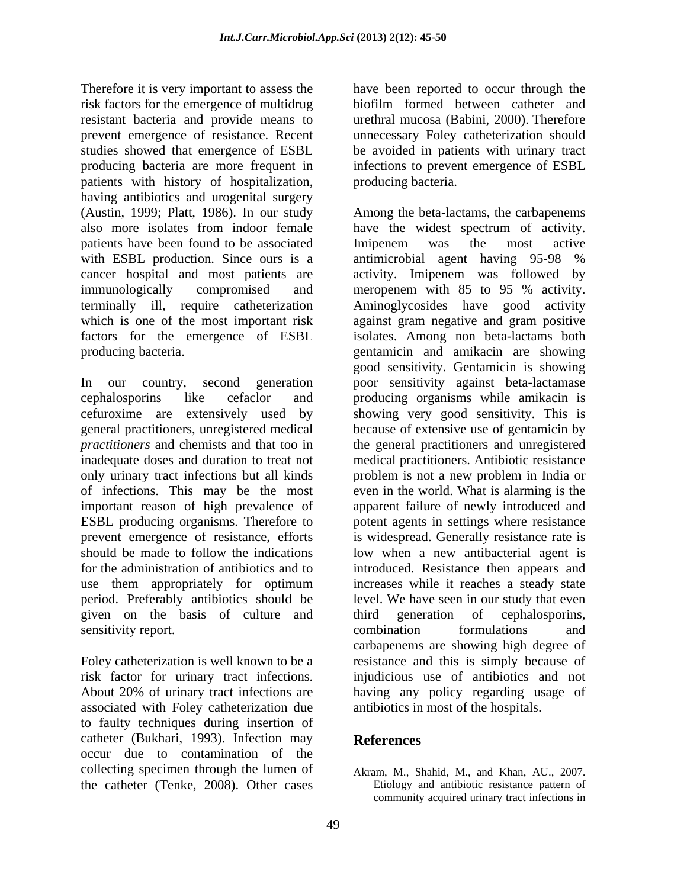Therefore it is very important to assess the risk factors for the emergence of multidrug resistant bacteria and provide means to prevent emergence of resistance. Recent studies showed that emergence of ESBL producing bacteria are more frequent in patients with history of hospitalization, having antibiotics and urogenital surgery (Austin, 1999; Platt, 1986). In our study also more isolates from indoor female patients have been found to be associated with ESBL production. Since ours is a cancer hospital and most patients are immunologically compromised and terminally ill, require catheterization which is one of the most important risk factors for the emergence of ESBL producing bacteria.

In our country, second generation cephalosporins like cefaclor and cefuroxime are extensively used by general practitioners, unregistered medical *practitioners* and chemists and that too in inadequate doses and duration to treat not only urinary tract infections but all kinds of infections. This may be the most important reason of high prevalence of ESBL producing organisms. Therefore to prevent emergence of resistance, efforts should be made to follow the indications for the administration of antibiotics and to use them appropriately for optimum period. Preferably antibiotics should be given on the basis of culture and sensitivity report.

Foley catheterization is well known to be a risk factor for urinary tract infections. About 20% of urinary tract infections are associated with Foley catheterization due to faulty techniques during insertion of catheter (Bukhari, 1993). Infection may occur due to contamination of the collecting specimen through the lumen of the catheter (Tenke, 2008). Other cases have been reported to occur through the biofilm formed between catheter and urethral mucosa (Babini, 2000). Therefore unnecessary Foley catheterization should be avoided in patients with urinary tract infections to prevent emergence of ESBL producing bacteria.

Among the beta-lactams, the carbapenems have the widest spectrum of activity. Imipenem was the most active antimicrobial agent having 95-98 % activity. Imipenem was followed by meropenem with 85 to 95 % activity. Aminoglycosides have good activity against gram negative and gram positive isolates. Among non beta-lactams both gentamicin and amikacin are showing good sensitivity. Gentamicin is showing poor sensitivity against beta-lactamase producing organisms while amikacin is showing very good sensitivity. This is because of extensive use of gentamicin by the general practitioners and unregistered medical practitioners. Antibiotic resistance problem is not a new problem in India or even in the world. What is alarming is the apparent failure of newly introduced and potent agents in settings where resistance is widespread. Generally resistance rate is low when a new antibacterial agent is introduced. Resistance then appears and increases while it reaches a steady state level. We have seen in our study that even third generation of cephalosporins, combination formulations and carbapenems are showing high degree of resistance and this is simply because of injudicious use of antibiotics and not having any policy regarding usage of antibiotics in most of the hospitals.

## References

Akram, M., Shahid, M., and Khan, AU., 2007. Etiology and antibiotic resistance pattern of community acquired urinary tract infections in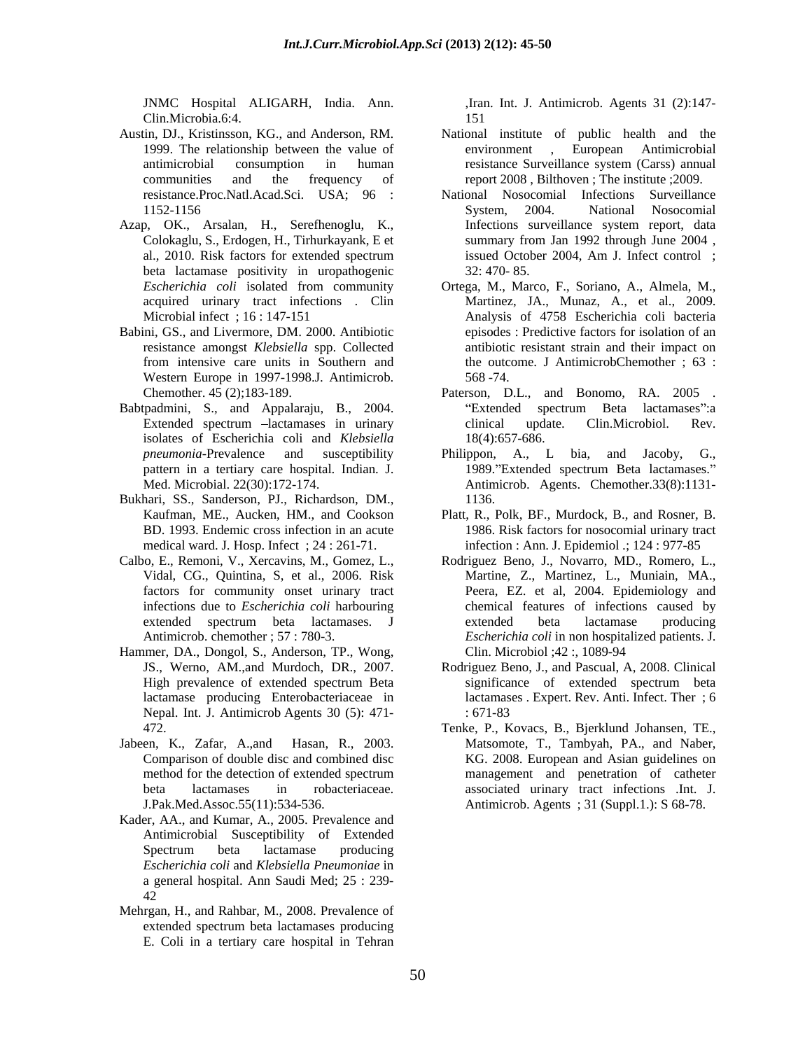JNMC Hospital ALIGARH, India. Ann. Clin.Microbia.6:4.

Austin, DJ., Kristinsson, KG., and Anderson, RM. 1999. The relationship between the value of antimicrobial consumption in human communities and the frequency of resistance.Proc.Natl.Acad.Sci. USA; 96 : 1152-1156

Azap, OK., Arsalan, H., Serefhenoglu, K., Colokaglu, S., Erdogen, H., Tirhurkayank, E et al., 2010. Risk factors for extended spectrum beta lactamase positivity in uropathogenic *Escherichia coli* isolated from community acquired urinary tract infections . Clin Microbial infect ; 16 : 147-151

Babini, GS., and Livermore, DM. 2000. Antibiotic resistance amongst *Klebsiella* spp. Collected from intensive care units in Southern and Western Europe in 1997-1998.J. Antimicrob. Chemother. 45 (2);183-189.

Babtpadmini, S., and Appalaraju, B., 2004. Extended spectrum –lactamases in urinary isolates of Escherichia coli and *Klebsiella pneumonia*-Prevalence and susceptibility pattern in a tertiary care hospital. Indian. J. Med. Microbial. 22(30):172-174.

Bukhari, SS., Sanderson, PJ., Richardson, DM., Kaufman, ME., Aucken, HM., and Cookson BD. 1993. Endemic cross infection in an acute medical ward. J. Hosp. Infect ; 24 : 261-71.

Calbo, E., Remoni, V., Xercavins, M., Gomez, L., Vidal, CG., Quintina, S, et al., 2006. Risk factors for community onset urinary tract infections due to *Escherichia coli* harbouring extended spectrum beta lactamases. J Antimicrob. chemother ; 57 : 780-3.

Hammer, DA., Dongol, S., Anderson, TP., Wong, JS., Werno, AM.,and Murdoch, DR., 2007. High prevalence of extended spectrum Beta lactamase producing Enterobacteriaceae in Nepal. Int. J. Antimicrob Agents 30 (5): 471-472.

Jabeen, K., Zafar, A.,and Hasan, R., 2003. Comparison of double disc and combined disc method for the detection of extended spectrum beta lactamases in robacteriaceae. J.Pak.Med.Assoc.55(11):534-536.

Kader, AA., and Kumar, A., 2005. Prevalence and Antimicrobial Susceptibility of Extended Spectrum beta lactamase producing *Escherichia coli* and *Klebsiella Pneumoniae* in a general hospital. Ann Saudi Med; 25 : 239-42

Mehrgan, H., and Rahbar, M., 2008. Prevalence of extended spectrum beta lactamases producing E. Coli in a tertiary care hospital in Tehran ,Iran. Int. J. Antimicrob. Agents 31 (2):147-151

National institute of public health and the environment , European Antimicrobial resistance Surveillance system (Carss) annual report 2008 , Bilthoven ; The institute ;2009.

National Nosocomial Infections Surveillance System, 2004. National Nosocomial Infections surveillance system report, data summary from Jan 1992 through June 2004 , issued October 2004, Am J. Infect control ; 32: 470- 85.

Ortega, M., Marco, F., Soriano, A., Almela, M., Martinez, JA., Munaz, A., et al., 2009. Analysis of 4758 Escherichia coli bacteria episodes : Predictive factors for isolation of an antibiotic resistant strain and their impact on the outcome. J AntimicrobChemother ; 63 : 568 -74.

Paterson, D.L., and Bonomo, RA. 2005 . "Extended spectrum Beta lactamases":a clinical update. Clin.Microbiol. Rev. 18(4):657-686.

Philippon, A., L bia, and Jacoby, G., 1989."Extended spectrum Beta lactamases." Antimicrob. Agents. Chemother.33(8):1131-1136.

Platt, R., Polk, BF., Murdock, B., and Rosner, B. 1986. Risk factors for nosocomial urinary tract infection : Ann. J. Epidemiol .; 124 : 977-85

Rodriguez Beno, J., Novarro, MD., Romero, L., Martine, Z., Martinez, L., Muniain, MA., Peera, EZ. et al, 2004. Epidemiology and chemical features of infections caused by extended beta lactamase producing *Escherichia coli* in non hospitalized patients. J. Clin. Microbiol ;42 :, 1089-94

Rodriguez Beno, J., and Pascual, A, 2008. Clinical significance of extended spectrum beta lactamases . Expert. Rev. Anti. Infect. Ther ; 6 : 671-83

Tenke, P., Kovacs, B., Bjerklund Johansen, TE., Matsomote, T., Tambyah, PA., and Naber, KG. 2008. European and Asian guidelines on management and penetration of catheter associated urinary tract infections .Int. J. Antimicrob. Agents ; 31 (Suppl.1.): S 68-78.